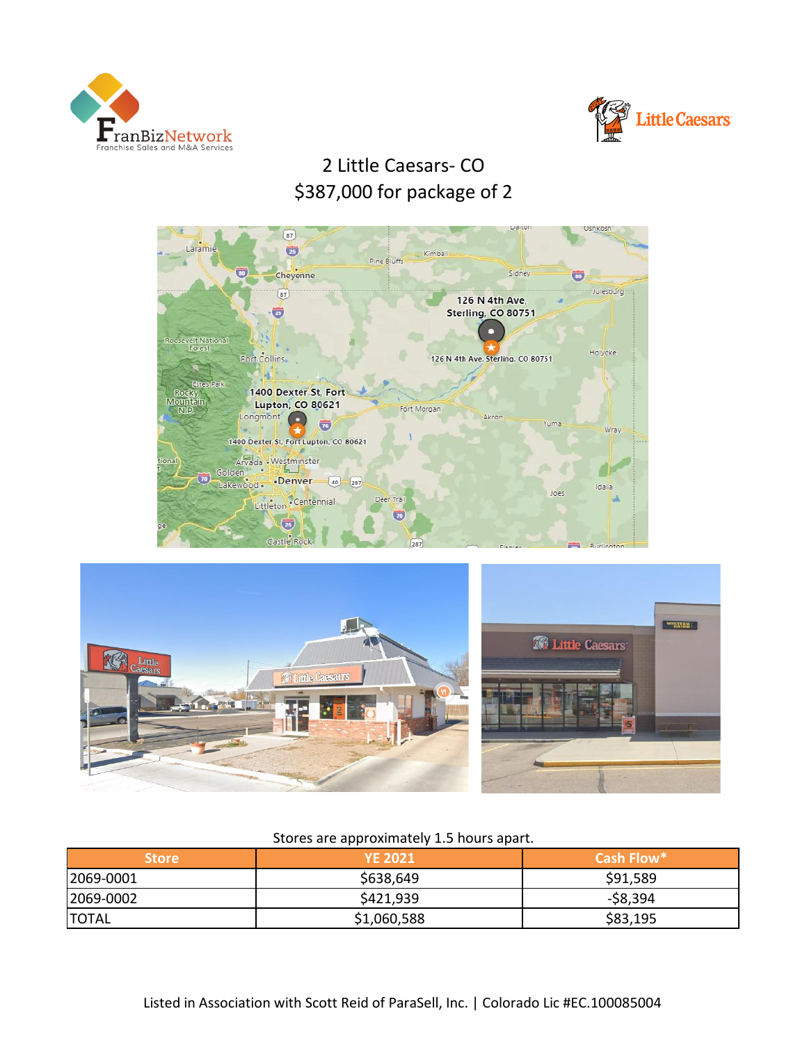# 2 Little Caesars- CO

## $387,000 for package of 2

Stores are approximately 1.5 hours apart.

| Store | YE 2021 | Cash Flow* |
|---|---|---|
| 2069-0001 | $638,649 | $91,589 |
| 2069-0002 | $421,939 | -$8,394 |
| TOTAL | $1,060,588 | $83,195 |

Listed in Association with Scott Reid of ParaSell, Inc. | Colorado Lic #EC.100085004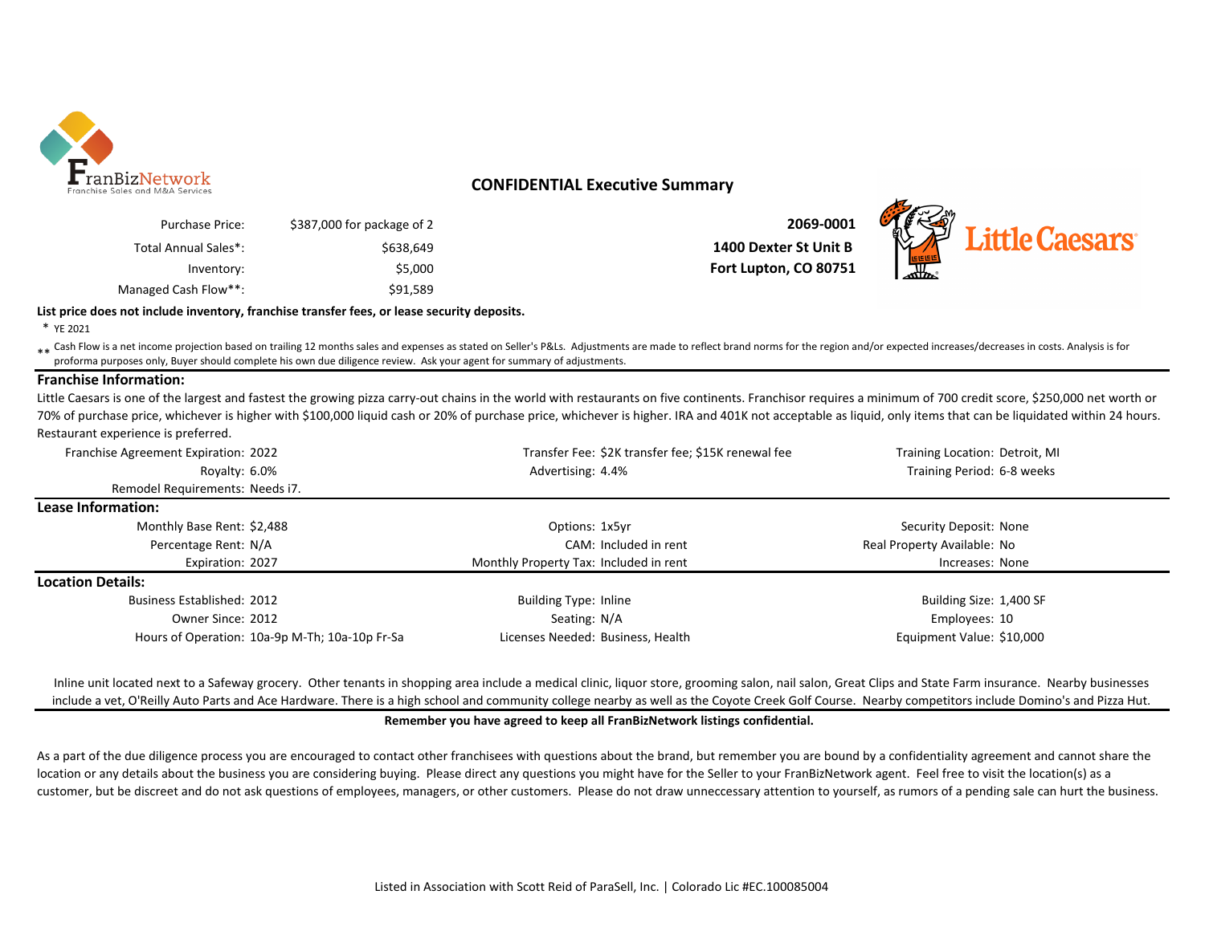## CONFIDENTIAL Executive Summary

| | |
|---|---|
| Purchase Price: | $387,000 for package of 2 |
| Total Annual Sales*: | $638,649 |
| Inventory: | $5,000 |
| Managed Cash Flow**: | $91,589 |

**2069-0001**
**1400 Dexter St Unit B**
**Fort Lupton, CO 80751**

**List price does not include inventory, franchise transfer fees, or lease security deposits.**

\* YE 2021

\*\* Cash Flow is a net income projection based on trailing 12 months sales and expenses as stated on Seller's P&Ls. Adjustments are made to reflect brand norms for the region and/or expected increases/decreases in costs. Analysis is for proforma purposes only, Buyer should complete his own due diligence review. Ask your agent for summary of adjustments.

### Franchise Information:

Little Caesars is one of the largest and fastest the growing pizza carry-out chains in the world with restaurants on five continents. Franchisor requires a minimum of 700 credit score, $250,000 net worth or 70% of purchase price, whichever is higher with $100,000 liquid cash or 20% of purchase price, whichever is higher. IRA and 401K not acceptable as liquid, only items that can be liquidated within 24 hours. Restaurant experience is preferred.

| | | | | | |
|---|---|---|---|---|---|
| Franchise Agreement Expiration: | 2022 | Transfer Fee: | $2K transfer fee; $15K renewal fee | Training Location: | Detroit, MI |
| Royalty: | 6.0% | Advertising: | 4.4% | Training Period: | 6-8 weeks |
| Remodel Requirements: | Needs i7. | | | | |

### Lease Information:

| | | | | | |
|---|---|---|---|---|---|
| Monthly Base Rent: | $2,488 | Options: | 1x5yr | Security Deposit: | None |
| Percentage Rent: | N/A | CAM: | Included in rent | Real Property Available: | No |
| Expiration: | 2027 | Monthly Property Tax: | Included in rent | Increases: | None |

### Location Details:

| | | | | | |
|---|---|---|---|---|---|
| Business Established: | 2012 | Building Type: | Inline | Building Size: | 1,400 SF |
| Owner Since: | 2012 | Seating: | N/A | Employees: | 10 |
| Hours of Operation: | 10a-9p M-Th; 10a-10p Fr-Sa | Licenses Needed: | Business, Health | Equipment Value: | $10,000 |

Inline unit located next to a Safeway grocery. Other tenants in shopping area include a medical clinic, liquor store, grooming salon, nail salon, Great Clips and State Farm insurance. Nearby businesses include a vet, O'Reilly Auto Parts and Ace Hardware. There is a high school and community college nearby as well as the Coyote Creek Golf Course. Nearby competitors include Domino's and Pizza Hut.

**Remember you have agreed to keep all FranBizNetwork listings confidential.**

As a part of the due diligence process you are encouraged to contact other franchisees with questions about the brand, but remember you are bound by a confidentiality agreement and cannot share the location or any details about the business you are considering buying. Please direct any questions you might have for the Seller to your FranBizNetwork agent. Feel free to visit the location(s) as a customer, but be discreet and do not ask questions of employees, managers, or other customers. Please do not draw unneccessary attention to yourself, as rumors of a pending sale can hurt the business.

Listed in Association with Scott Reid of ParaSell, Inc. | Colorado Lic #EC.100085004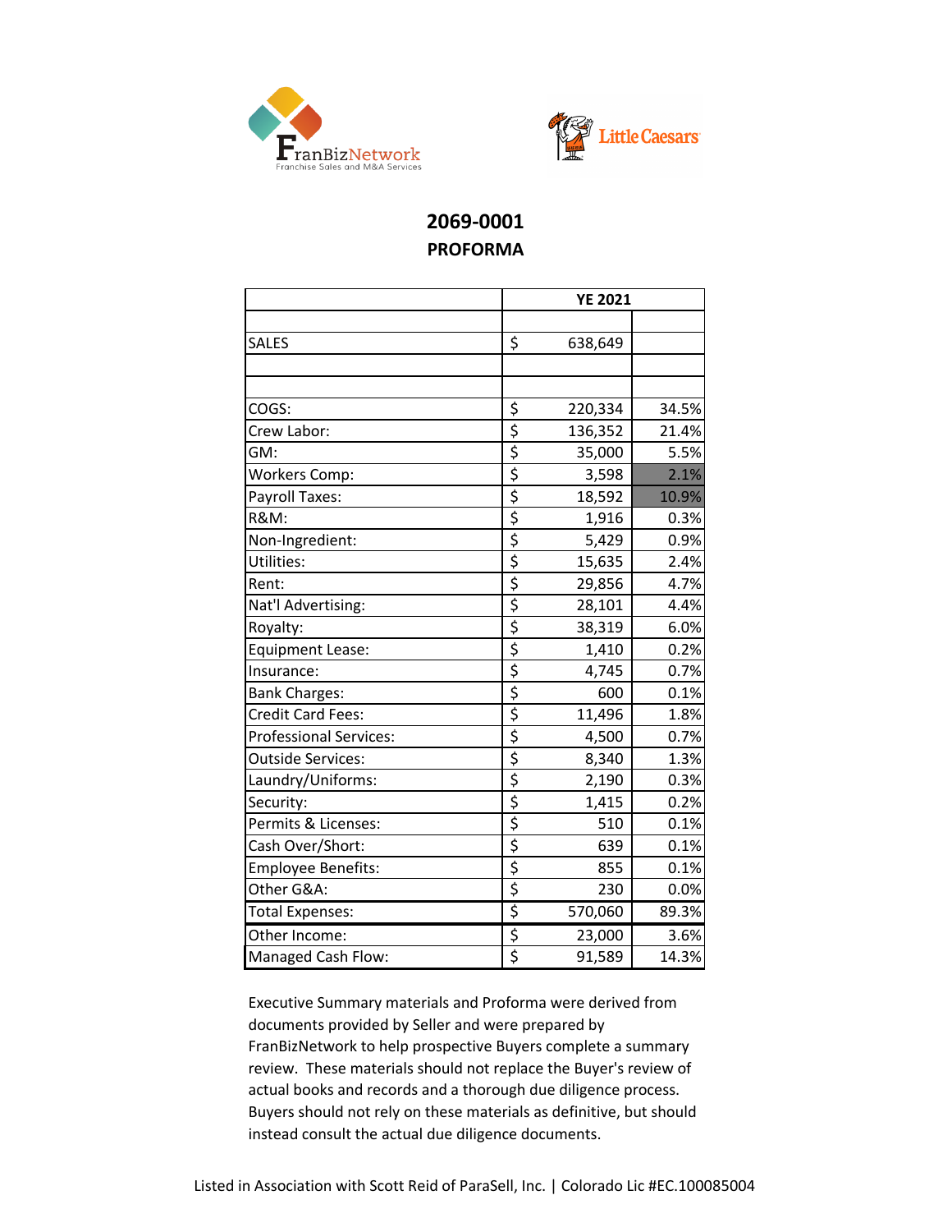## 2069-0001

### PROFORMA

| | YE 2021 | |
|---|---|---|
| | | |
| SALES | $ 638,649 | |
| | | |
| | | |
| COGS: | $ 220,334 | 34.5% |
| Crew Labor: | $ 136,352 | 21.4% |
| GM: | $ 35,000 | 5.5% |
| Workers Comp: | $ 3,598 | 2.1% |
| Payroll Taxes: | $ 18,592 | 10.9% |
| R&M: | $ 1,916 | 0.3% |
| Non-Ingredient: | $ 5,429 | 0.9% |
| Utilities: | $ 15,635 | 2.4% |
| Rent: | $ 29,856 | 4.7% |
| Nat'l Advertising: | $ 28,101 | 4.4% |
| Royalty: | $ 38,319 | 6.0% |
| Equipment Lease: | $ 1,410 | 0.2% |
| Insurance: | $ 4,745 | 0.7% |
| Bank Charges: | $ 600 | 0.1% |
| Credit Card Fees: | $ 11,496 | 1.8% |
| Professional Services: | $ 4,500 | 0.7% |
| Outside Services: | $ 8,340 | 1.3% |
| Laundry/Uniforms: | $ 2,190 | 0.3% |
| Security: | $ 1,415 | 0.2% |
| Permits & Licenses: | $ 510 | 0.1% |
| Cash Over/Short: | $ 639 | 0.1% |
| Employee Benefits: | $ 855 | 0.1% |
| Other G&A: | $ 230 | 0.0% |
| Total Expenses: | $ 570,060 | 89.3% |
| Other Income: | $ 23,000 | 3.6% |
| Managed Cash Flow: | $ 91,589 | 14.3% |

Executive Summary materials and Proforma were derived from documents provided by Seller and were prepared by FranBizNetwork to help prospective Buyers complete a summary review. These materials should not replace the Buyer's review of actual books and records and a thorough due diligence process. Buyers should not rely on these materials as definitive, but should instead consult the actual due diligence documents.

Listed in Association with Scott Reid of ParaSell, Inc. | Colorado Lic #EC.100085004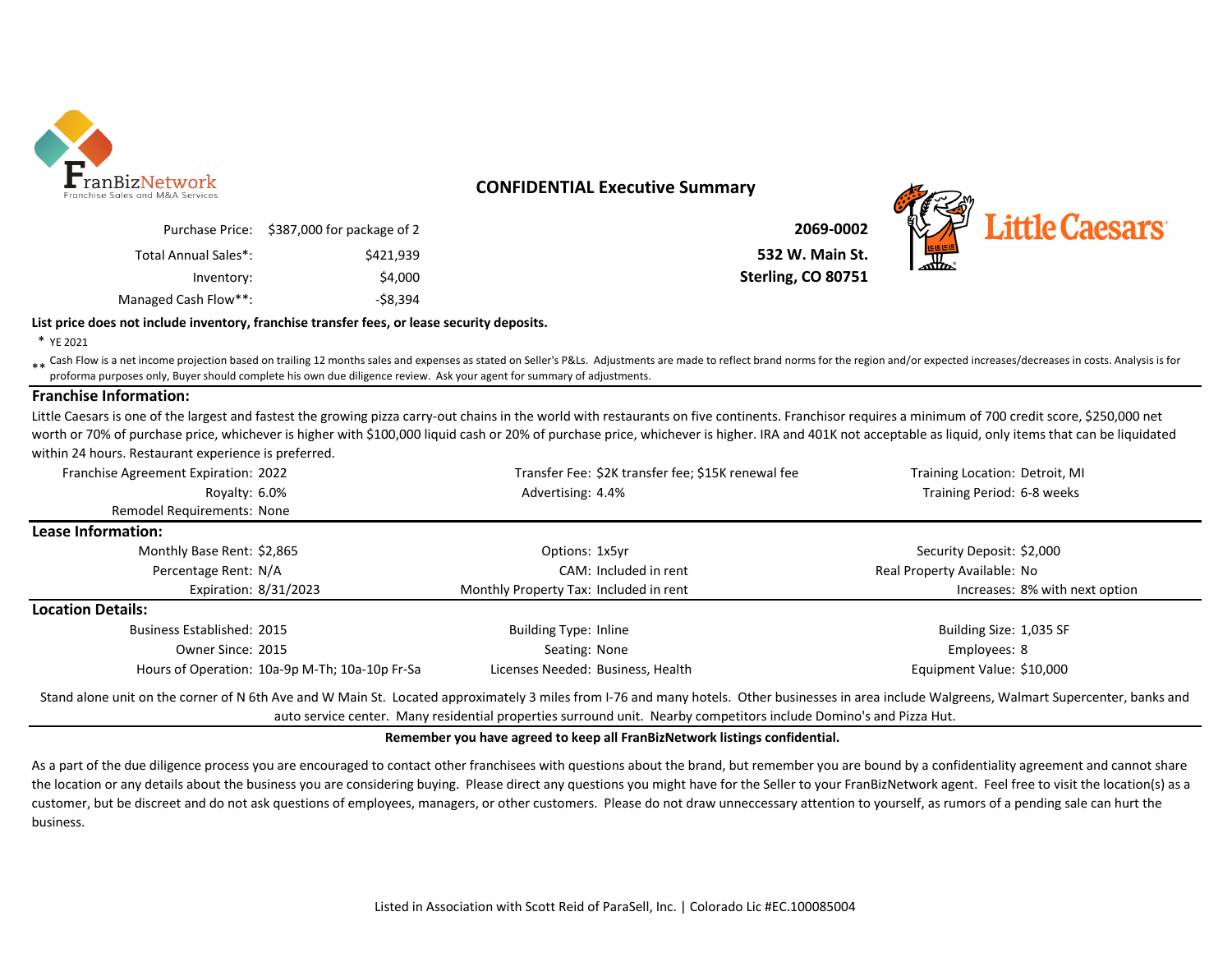## CONFIDENTIAL Executive Summary

| | |
|---|---|
| Purchase Price: | $387,000 for package of 2 |
| Total Annual Sales*: | $421,939 |
| Inventory: | $4,000 |
| Managed Cash Flow**: | -$8,394 |

**2069-0002**
**532 W. Main St.**
**Sterling, CO 80751**

**List price does not include inventory, franchise transfer fees, or lease security deposits.**

\* YE 2021

\** Cash Flow is a net income projection based on trailing 12 months sales and expenses as stated on Seller's P&Ls. Adjustments are made to reflect brand norms for the region and/or expected increases/decreases in costs. Analysis is for proforma purposes only, Buyer should complete his own due diligence review. Ask your agent for summary of adjustments.

### Franchise Information:

Little Caesars is one of the largest and fastest the growing pizza carry-out chains in the world with restaurants on five continents. Franchisor requires a minimum of 700 credit score, $250,000 net worth or 70% of purchase price, whichever is higher with $100,000 liquid cash or 20% of purchase price, whichever is higher. IRA and 401K not acceptable as liquid, only items that can be liquidated within 24 hours. Restaurant experience is preferred.

| | | | | | |
|---|---|---|---|---|---|
| Franchise Agreement Expiration: | 2022 | Transfer Fee: | $2K transfer fee; $15K renewal fee | Training Location: | Detroit, MI |
| Royalty: | 6.0% | Advertising: | 4.4% | Training Period: | 6-8 weeks |
| Remodel Requirements: | None | | | | |

### Lease Information:

| | | | | | |
|---|---|---|---|---|---|
| Monthly Base Rent: | $2,865 | Options: | 1x5yr | Security Deposit: | $2,000 |
| Percentage Rent: | N/A | CAM: | Included in rent | Real Property Available: | No |
| Expiration: | 8/31/2023 | Monthly Property Tax: | Included in rent | Increases: | 8% with next option |

### Location Details:

| | | | | | |
|---|---|---|---|---|---|
| Business Established: | 2015 | Building Type: | Inline | Building Size: | 1,035 SF |
| Owner Since: | 2015 | Seating: | None | Employees: | 8 |
| Hours of Operation: | 10a-9p M-Th; 10a-10p Fr-Sa | Licenses Needed: | Business, Health | Equipment Value: | $10,000 |

Stand alone unit on the corner of N 6th Ave and W Main St. Located approximately 3 miles from I-76 and many hotels. Other businesses in area include Walgreens, Walmart Supercenter, banks and auto service center. Many residential properties surround unit. Nearby competitors include Domino's and Pizza Hut.

**Remember you have agreed to keep all FranBizNetwork listings confidential.**

As a part of the due diligence process you are encouraged to contact other franchisees with questions about the brand, but remember you are bound by a confidentiality agreement and cannot share the location or any details about the business you are considering buying. Please direct any questions you might have for the Seller to your FranBizNetwork agent. Feel free to visit the location(s) as a customer, but be discreet and do not ask questions of employees, managers, or other customers. Please do not draw unneccessary attention to yourself, as rumors of a pending sale can hurt the business.

Listed in Association with Scott Reid of ParaSell, Inc. | Colorado Lic #EC.100085004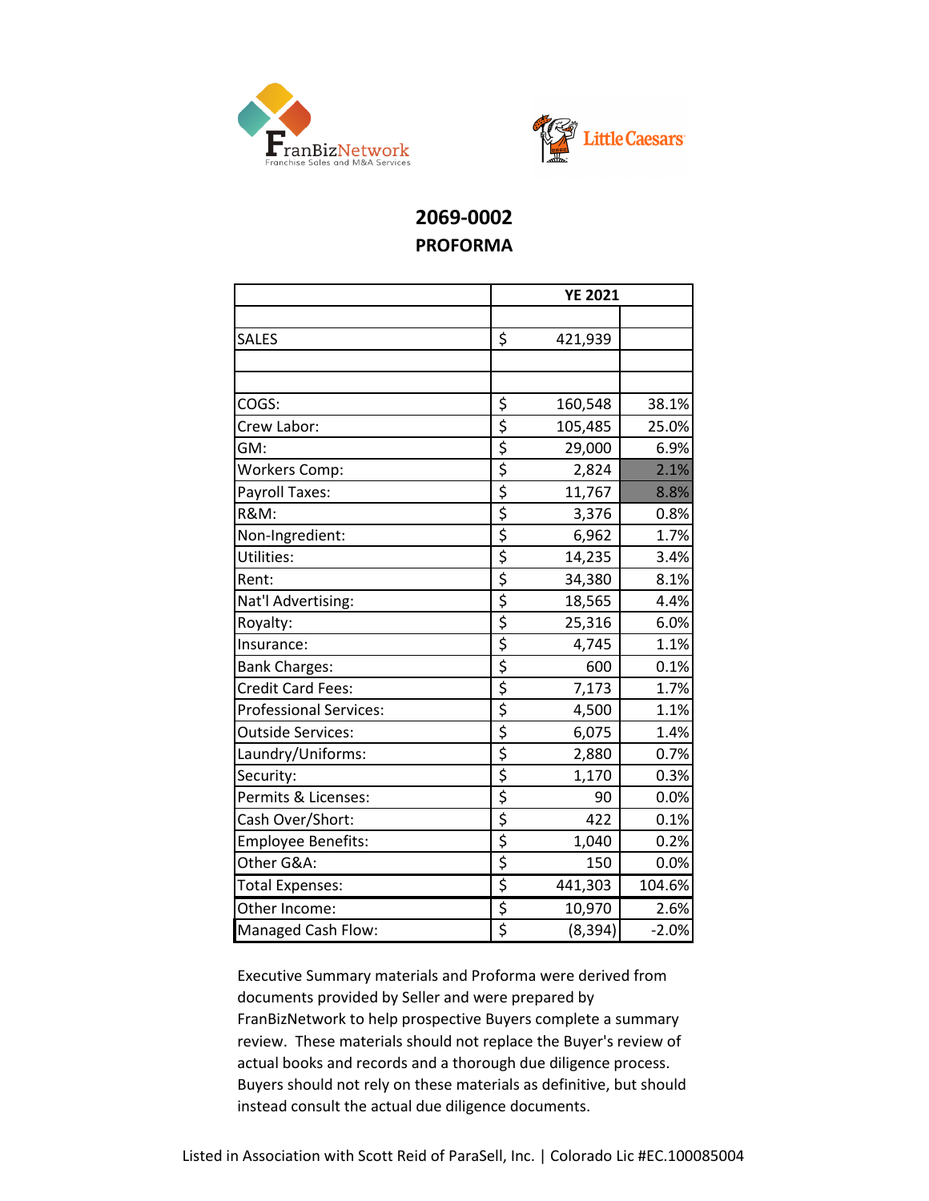FranBizNetwork
Franchise Sales and M&A Services

Little Caesars

## 2069-0002
## PROFORMA

| | YE 2021 | |
|---|---|---|
| SALES | $ 421,939 | |
| | | |
| | | |
| COGS: | $ 160,548 | 38.1% |
| Crew Labor: | $ 105,485 | 25.0% |
| GM: | $ 29,000 | 6.9% |
| Workers Comp: | $ 2,824 | 2.1% |
| Payroll Taxes: | $ 11,767 | 8.8% |
| R&M: | $ 3,376 | 0.8% |
| Non-Ingredient: | $ 6,962 | 1.7% |
| Utilities: | $ 14,235 | 3.4% |
| Rent: | $ 34,380 | 8.1% |
| Nat'l Advertising: | $ 18,565 | 4.4% |
| Royalty: | $ 25,316 | 6.0% |
| Insurance: | $ 4,745 | 1.1% |
| Bank Charges: | $ 600 | 0.1% |
| Credit Card Fees: | $ 7,173 | 1.7% |
| Professional Services: | $ 4,500 | 1.1% |
| Outside Services: | $ 6,075 | 1.4% |
| Laundry/Uniforms: | $ 2,880 | 0.7% |
| Security: | $ 1,170 | 0.3% |
| Permits & Licenses: | $ 90 | 0.0% |
| Cash Over/Short: | $ 422 | 0.1% |
| Employee Benefits: | $ 1,040 | 0.2% |
| Other G&A: | $ 150 | 0.0% |
| Total Expenses: | $ 441,303 | 104.6% |
| Other Income: | $ 10,970 | 2.6% |
| Managed Cash Flow: | $ (8,394) | -2.0% |

Executive Summary materials and Proforma were derived from documents provided by Seller and were prepared by FranBizNetwork to help prospective Buyers complete a summary review. These materials should not replace the Buyer's review of actual books and records and a thorough due diligence process. Buyers should not rely on these materials as definitive, but should instead consult the actual due diligence documents.

Listed in Association with Scott Reid of ParaSell, Inc. | Colorado Lic #EC.100085004